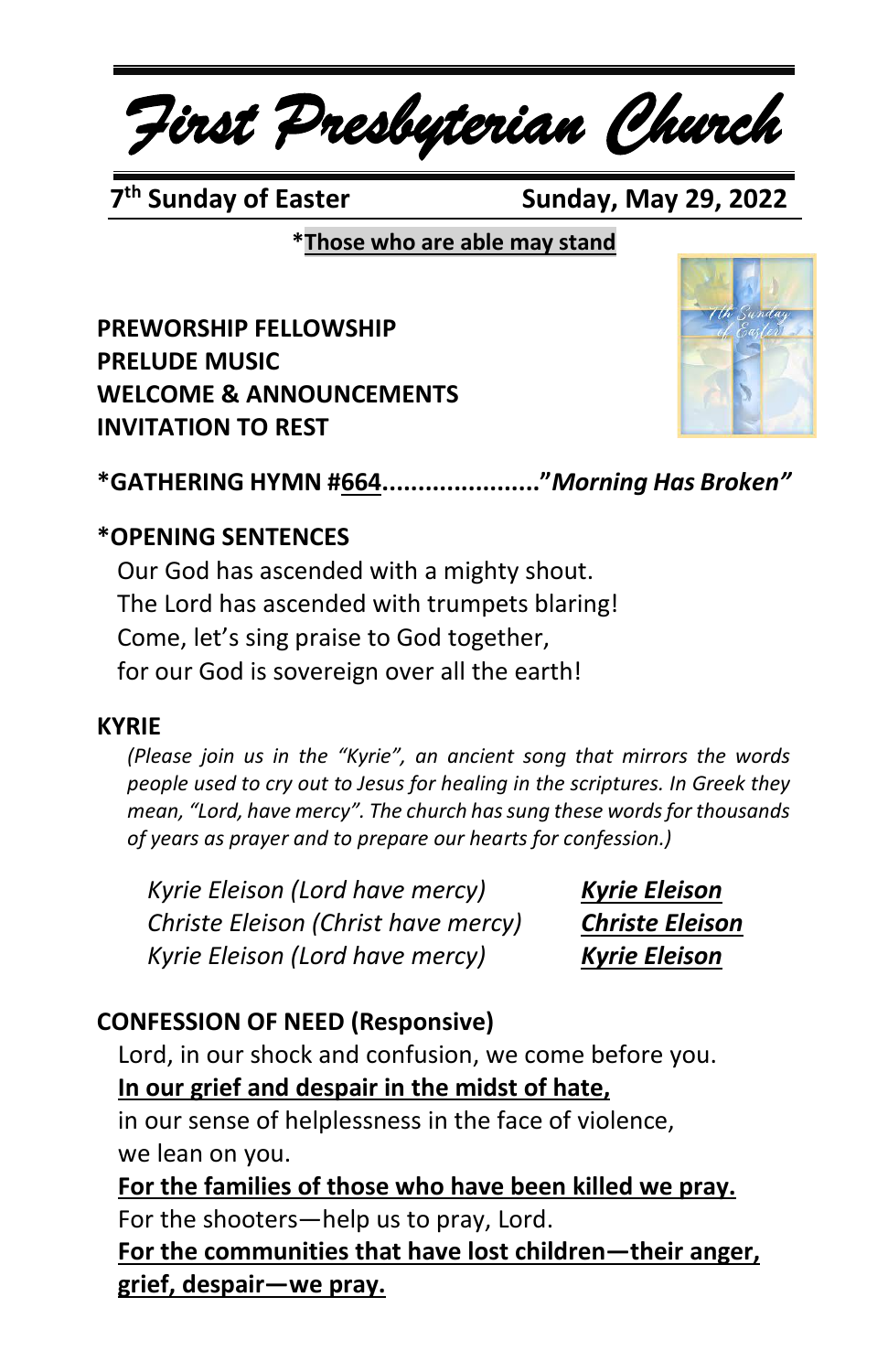# First Presbyterian Church

**7th Sunday of Easter** **Sunday, May 29, 2022**

***Those who are able may stand**

**PREWORSHIP FELLOWSHIP**
**PRELUDE MUSIC**
**WELCOME & ANNOUNCEMENTS**
**INVITATION TO REST**

**\*GATHERING HYMN #664......................"*Morning Has Broken*"**

**\*OPENING SENTENCES**

Our God has ascended with a mighty shout.
The Lord has ascended with trumpets blaring!
Come, let's sing praise to God together,
for our God is sovereign over all the earth!

**KYRIE**

*(Please join us in the "Kyrie", an ancient song that mirrors the words people used to cry out to Jesus for healing in the scriptures. In Greek they mean, "Lord, have mercy". The church has sung these words for thousands of years as prayer and to prepare our hearts for confession.)*

*Kyrie Eleison (Lord have mercy)* ***Kyrie Eleison***
*Christe Eleison (Christ have mercy)* ***Christe Eleison***
*Kyrie Eleison (Lord have mercy)* ***Kyrie Eleison***

**CONFESSION OF NEED (Responsive)**

Lord, in our shock and confusion, we come before you.
**In our grief and despair in the midst of hate,**
in our sense of helplessness in the face of violence,
we lean on you.
**For the families of those who have been killed we pray.**
For the shooters—help us to pray, Lord.
**For the communities that have lost children—their anger, grief, despair—we pray.**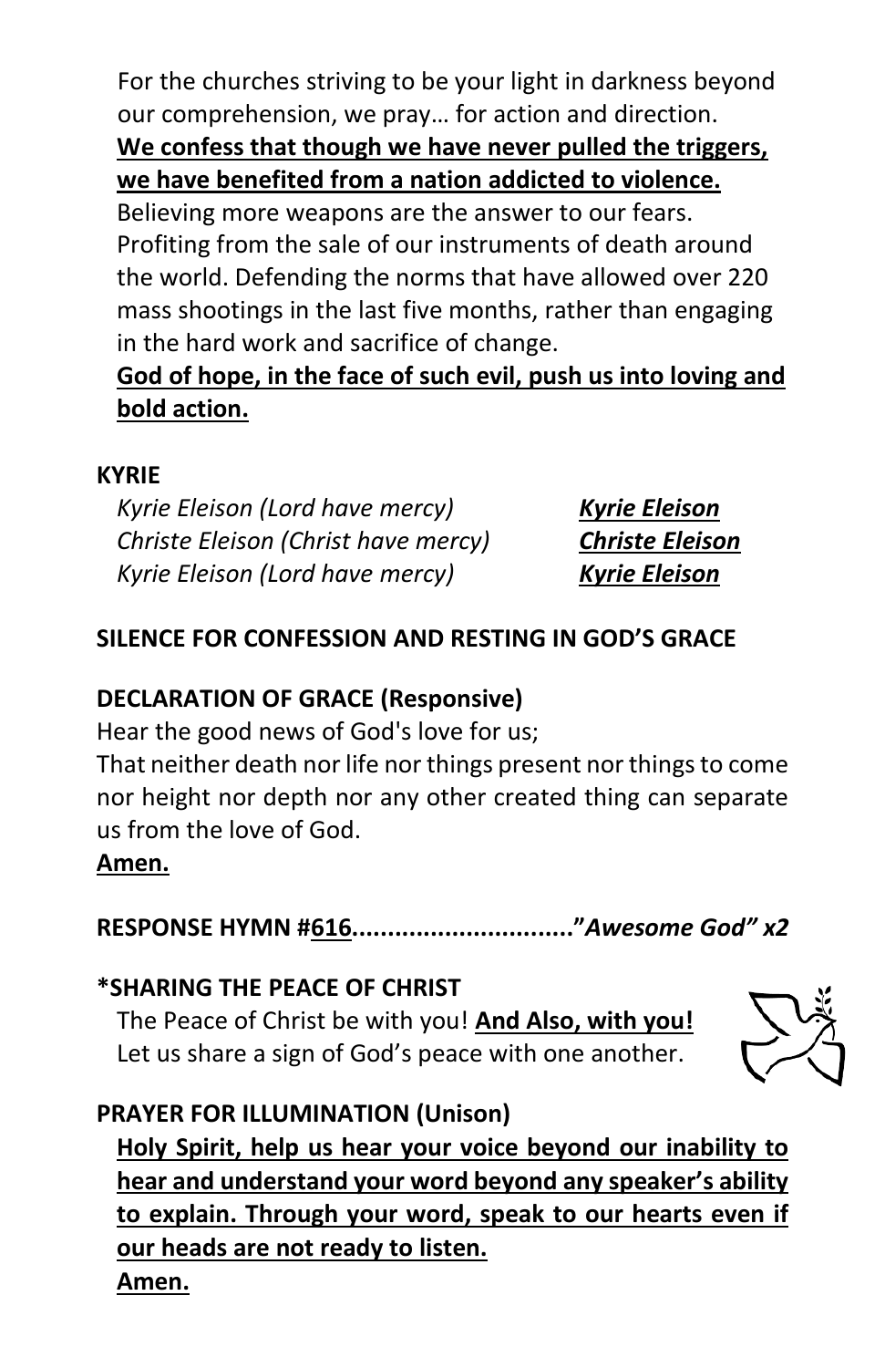For the churches striving to be your light in darkness beyond our comprehension, we pray… for action and direction.
**We confess that though we have never pulled the triggers, we have benefited from a nation addicted to violence.**
Believing more weapons are the answer to our fears. Profiting from the sale of our instruments of death around the world. Defending the norms that have allowed over 220 mass shootings in the last five months, rather than engaging in the hard work and sacrifice of change.
**God of hope, in the face of such evil, push us into loving and bold action.**

**KYRIE**

| | |
|---|---|
| *Kyrie Eleison (Lord have mercy)* | ***Kyrie Eleison*** |
| *Christe Eleison (Christ have mercy)* | ***Christe Eleison*** |
| *Kyrie Eleison (Lord have mercy)* | ***Kyrie Eleison*** |

**SILENCE FOR CONFESSION AND RESTING IN GOD'S GRACE**

**DECLARATION OF GRACE (Responsive)**

Hear the good news of God's love for us;
That neither death nor life nor things present nor things to come nor height nor depth nor any other created thing can separate us from the love of God.
**Amen.**

**RESPONSE HYMN #616..............................."*Awesome God" x2***

**\*SHARING THE PEACE OF CHRIST**

The Peace of Christ be with you! **And Also, with you!**
Let us share a sign of God's peace with one another.

**PRAYER FOR ILLUMINATION (Unison)**

**Holy Spirit, help us hear your voice beyond our inability to hear and understand your word beyond any speaker's ability to explain. Through your word, speak to our hearts even if our heads are not ready to listen.**
**Amen.**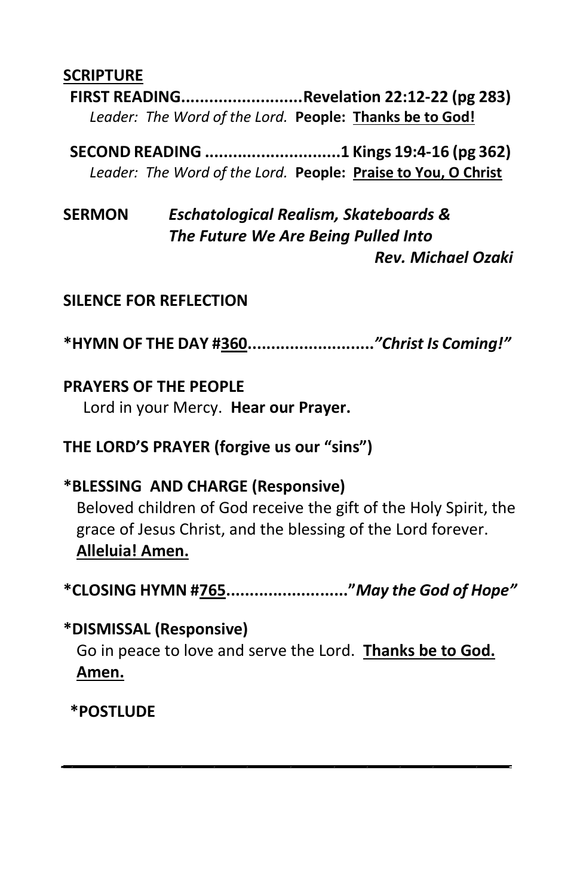**SCRIPTURE**

**FIRST READING..........................Revelation 22:12-22 (pg 283)**

*Leader: The Word of the Lord.* **People: Thanks be to God!**

**SECOND READING .............................1 Kings 19:4-16 (pg 362)**

*Leader: The Word of the Lord.* **People: Praise to You, O Christ**

**SERMON** ***Eschatological Realism, Skateboards & The Future We Are Being Pulled Into***

***Rev. Michael Ozaki***

**SILENCE FOR REFLECTION**

**\*HYMN OF THE DAY #360..........................*"Christ Is Coming!"***

**PRAYERS OF THE PEOPLE**

Lord in your Mercy. **Hear our Prayer.**

**THE LORD'S PRAYER (forgive us our "sins")**

**\*BLESSING AND CHARGE (Responsive)**

Beloved children of God receive the gift of the Holy Spirit, the grace of Jesus Christ, and the blessing of the Lord forever. **Alleluia! Amen.**

**\*CLOSING HYMN #765.........................."*May the God of Hope"***

**\*DISMISSAL (Responsive)**

Go in peace to love and serve the Lord. **Thanks be to God. Amen.**

**\*POSTLUDE**

---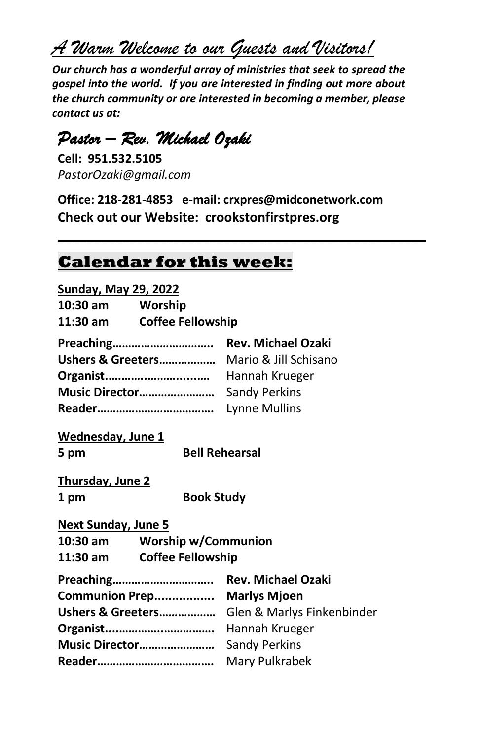# *A Warm Welcome to our Guests and Visitors!*

***Our church has a wonderful array of ministries that seek to spread the gospel into the world. If you are interested in finding out more about the church community or are interested in becoming a member, please contact us at:***

## *Pastor – Rev. Michael Ozaki*

**Cell: 951.532.5105**
*PastorOzaki@gmail.com*

**Office: 218-281-4853 e-mail: crxpres@midconetwork.com**
**Check out our Website: crookstonfirstpres.org**

---

## Calendar for this week:

**Sunday, May 29, 2022**
**10:30 am Worship**
**11:30 am Coffee Fellowship**

**Preaching…………………………..** **Rev. Michael Ozaki**
**Ushers & Greeters………………** Mario & Jill Schisano
**Organist………………………….** Hannah Krueger
**Music Director……………………** Sandy Perkins
**Reader……………………………….** Lynne Mullins

**Wednesday, June 1**
**5 pm Bell Rehearsal**

**Thursday, June 2**
**1 pm Book Study**

**Next Sunday, June 5**
**10:30 am Worship w/Communion**
**11:30 am Coffee Fellowship**

**Preaching…………………………..** **Rev. Michael Ozaki**
**Communion Prep................** **Marlys Mjoen**
**Ushers & Greeters………………** Glen & Marlys Finkenbinder
**Organist...............................** Hannah Krueger
**Music Director……………………** Sandy Perkins
**Reader……………………………….** Mary Pulkrabek